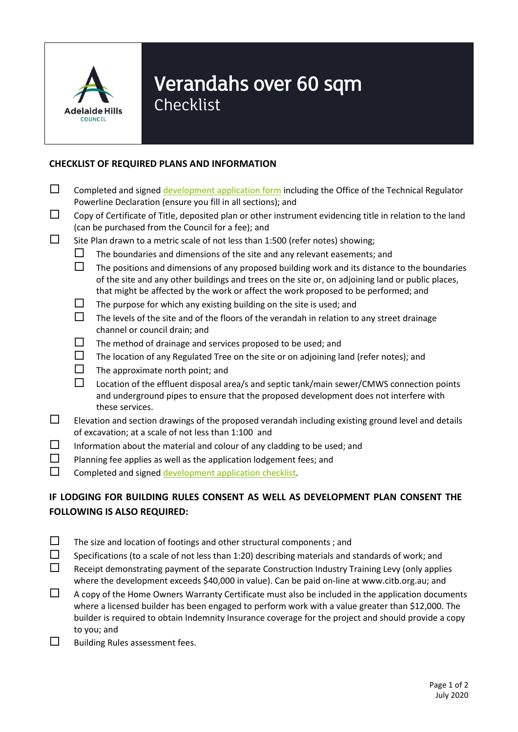Adelaide Hills COUNCIL

# Verandahs over 60 sqm

## Checklist

### CHECKLIST OF REQUIRED PLANS AND INFORMATION

- ☐ Completed and signed development application form including the Office of the Technical Regulator Powerline Declaration (ensure you fill in all sections); and
- ☐ Copy of Certificate of Title, deposited plan or other instrument evidencing title in relation to the land (can be purchased from the Council for a fee); and
- ☐ Site Plan drawn to a metric scale of not less than 1:500 (refer notes) showing;
  - ☐ The boundaries and dimensions of the site and any relevant easements; and
  - ☐ The positions and dimensions of any proposed building work and its distance to the boundaries of the site and any other buildings and trees on the site or, on adjoining land or public places, that might be affected by the work or affect the work proposed to be performed; and
  - ☐ The purpose for which any existing building on the site is used; and
  - ☐ The levels of the site and of the floors of the verandah in relation to any street drainage channel or council drain; and
  - ☐ The method of drainage and services proposed to be used; and
  - ☐ The location of any Regulated Tree on the site or on adjoining land (refer notes); and
  - ☐ The approximate north point; and
  - ☐ Location of the effluent disposal area/s and septic tank/main sewer/CMWS connection points and underground pipes to ensure that the proposed development does not interfere with these services.
- ☐ Elevation and section drawings of the proposed verandah including existing ground level and details of excavation; at a scale of not less than 1:100 and
- ☐ Information about the material and colour of any cladding to be used; and
- ☐ Planning fee applies as well as the application lodgement fees; and
- ☐ Completed and signed development application checklist.

### IF LODGING FOR BUILDING RULES CONSENT AS WELL AS DEVELOPMENT PLAN CONSENT THE FOLLOWING IS ALSO REQUIRED:

- ☐ The size and location of footings and other structural components ; and
- ☐ Specifications (to a scale of not less than 1:20) describing materials and standards of work; and
- ☐ Receipt demonstrating payment of the separate Construction Industry Training Levy (only applies where the development exceeds $40,000 in value). Can be paid on-line at www.citb.org.au; and
- ☐ A copy of the Home Owners Warranty Certificate must also be included in the application documents where a licensed builder has been engaged to perform work with a value greater than $12,000. The builder is required to obtain Indemnity Insurance coverage for the project and should provide a copy to you; and
- ☐ Building Rules assessment fees.

July 2020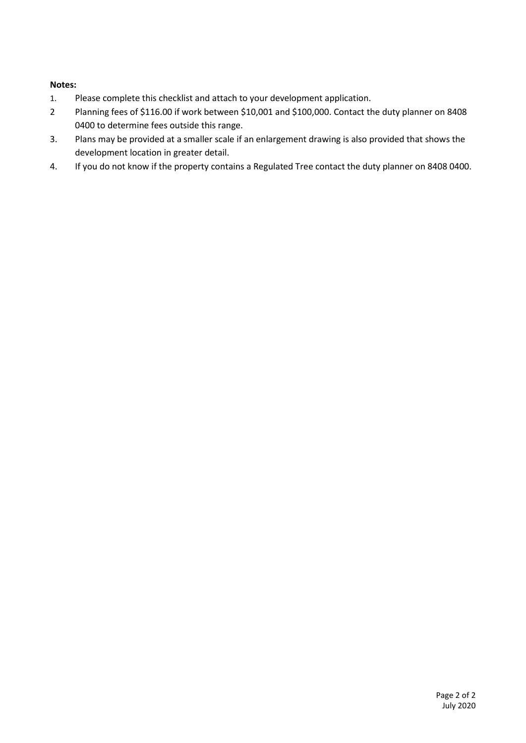**Notes:**

1. Please complete this checklist and attach to your development application.
2. Planning fees of $116.00 if work between $10,001 and $100,000. Contact the duty planner on 8408 0400 to determine fees outside this range.
3. Plans may be provided at a smaller scale if an enlargement drawing is also provided that shows the development location in greater detail.
4. If you do not know if the property contains a Regulated Tree contact the duty planner on 8408 0400.

July 2020